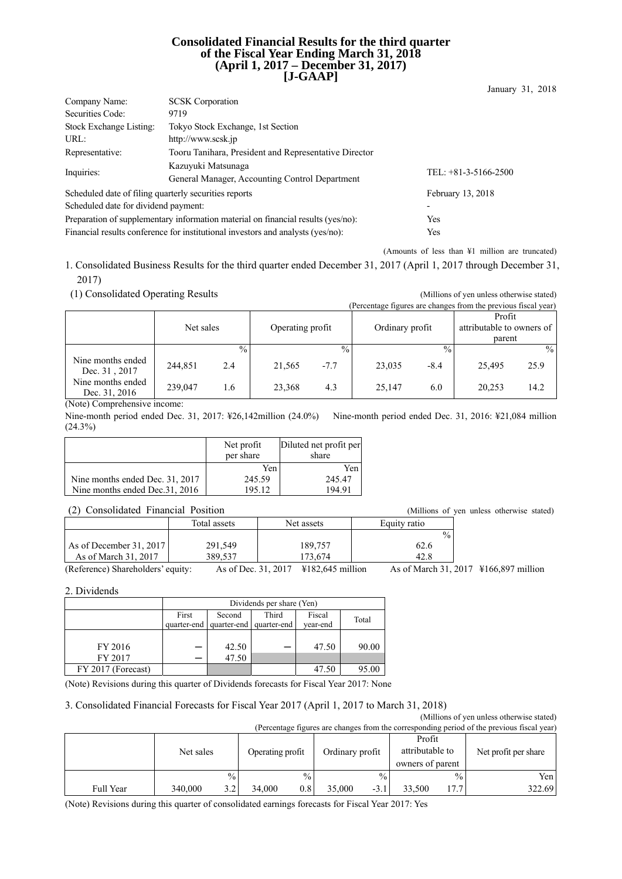# Consolidated Financial Results for the third quarter of the Fiscal Year Ending March 31, 2018 (April 1, 2017 – December 31, 2017) [J-GAAP]

January 31, 2018

| | | |
|---|---|---|
| Company Name: | SCSK Corporation | |
| Securities Code: | 9719 | |
| Stock Exchange Listing: | Tokyo Stock Exchange, 1st Section | |
| URL: | http://www.scsk.jp | |
| Representative: | Tooru Tanihara, President and Representative Director | |
| Inquiries: | Kazuyuki Matsunaga<br>General Manager, Accounting Control Department | TEL: +81-3-5166-2500 |
| Scheduled date of filing quarterly securities reports | | February 13, 2018 |
| Scheduled date for dividend payment: | | - |
| Preparation of supplementary information material on financial results (yes/no): | | Yes |
| Financial results conference for institutional investors and analysts (yes/no): | | Yes |

(Amounts of less than ¥1 million are truncated)

1. Consolidated Business Results for the third quarter ended December 31, 2017 (April 1, 2017 through December 31, 2017)

(1) Consolidated Operating Results

(Millions of yen unless otherwise stated)

(Percentage figures are changes from the previous fiscal year)

| | Net sales | | Operating profit | | Ordinary profit | | Profit attributable to owners of parent | |
|---|---|---|---|---|---|---|---|---|
| | | % | | % | | % | | % |
| Nine months ended Dec. 31 , 2017 | 244,851 | 2.4 | 21,565 | -7.7 | 23,035 | -8.4 | 25,495 | 25.9 |
| Nine months ended Dec. 31, 2016 | 239,047 | 1.6 | 23,368 | 4.3 | 25,147 | 6.0 | 20,253 | 14.2 |

(Note) Comprehensive income:

Nine-month period ended Dec. 31, 2017: ¥26,142million (24.0%) Nine-month period ended Dec. 31, 2016: ¥21,084 million (24.3%)

| | Net profit per share | Diluted net profit per share |
|---|---|---|
| | Yen | Yen |
| Nine months ended Dec. 31, 2017 | 245.59 | 245.47 |
| Nine months ended Dec.31, 2016 | 195.12 | 194.91 |

(2) Consolidated Financial Position

(Millions of yen unless otherwise stated)

| | Total assets | Net assets | Equity ratio |
|---|---|---|---|
| | | | % |
| As of December 31, 2017 | 291,549 | 189,757 | 62.6 |
| As of March 31, 2017 | 389,537 | 173,674 | 42.8 |

(Reference) Shareholders' equity: As of Dec. 31, 2017 ¥182,645 million As of March 31, 2017 ¥166,897 million

2. Dividends

| | Dividends per share (Yen) | | | | |
|---|---|---|---|---|---|
| | First quarter-end | Second quarter-end | Third quarter-end | Fiscal year-end | Total |
| FY 2016 | − | 42.50 | − | 47.50 | 90.00 |
| FY 2017 | − | 47.50 | | | |
| FY 2017 (Forecast) | | | | 47.50 | 95.00 |

(Note) Revisions during this quarter of Dividends forecasts for Fiscal Year 2017: None

3. Consolidated Financial Forecasts for Fiscal Year 2017 (April 1, 2017 to March 31, 2018)

(Millions of yen unless otherwise stated)

(Percentage figures are changes from the corresponding period of the previous fiscal year)

| | Net sales | | Operating profit | | Ordinary profit | | Profit attributable to owners of parent | | Net profit per share |
|---|---|---|---|---|---|---|---|---|---|
| | | % | | % | | % | | % | Yen |
| Full Year | 340,000 | 3.2 | 34,000 | 0.8 | 35,000 | -3.1 | 33,500 | 17.7 | 322.69 |

(Note) Revisions during this quarter of consolidated earnings forecasts for Fiscal Year 2017: Yes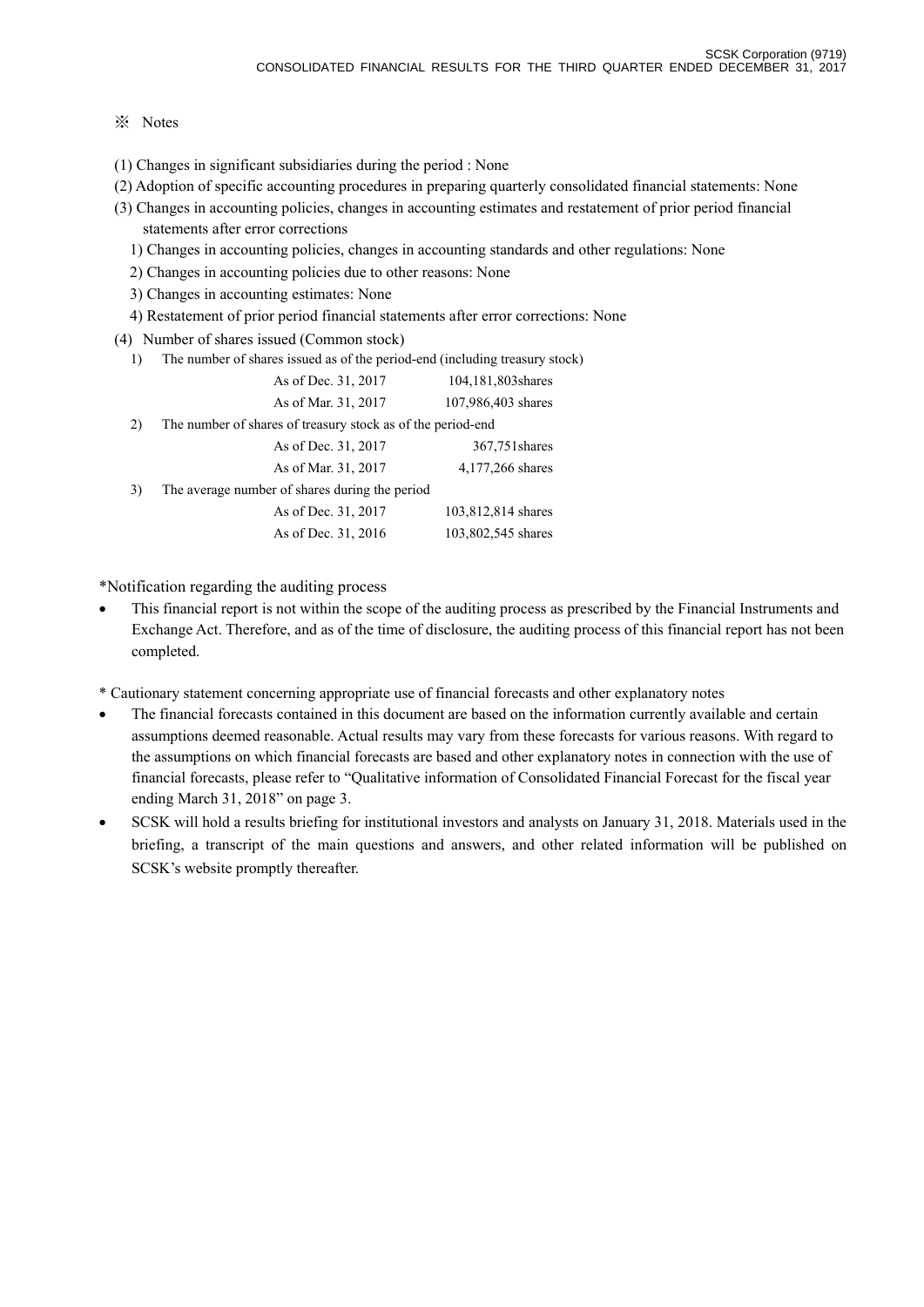※ Notes

(1) Changes in significant subsidiaries during the period : None

(2) Adoption of specific accounting procedures in preparing quarterly consolidated financial statements: None

(3) Changes in accounting policies, changes in accounting estimates and restatement of prior period financial statements after error corrections

1) Changes in accounting policies, changes in accounting standards and other regulations: None

2) Changes in accounting policies due to other reasons: None

3) Changes in accounting estimates: None

4) Restatement of prior period financial statements after error corrections: None

(4) Number of shares issued (Common stock)

1) The number of shares issued as of the period-end (including treasury stock)

| | |
|---|---|
| As of Dec. 31, 2017 | 104,181,803shares |
| As of Mar. 31, 2017 | 107,986,403 shares |

2) The number of shares of treasury stock as of the period-end

| | |
|---|---|
| As of Dec. 31, 2017 | 367,751shares |
| As of Mar. 31, 2017 | 4,177,266 shares |

3) The average number of shares during the period

| | |
|---|---|
| As of Dec. 31, 2017 | 103,812,814 shares |
| As of Dec. 31, 2016 | 103,802,545 shares |

*Notification regarding the auditing process

- This financial report is not within the scope of the auditing process as prescribed by the Financial Instruments and Exchange Act. Therefore, and as of the time of disclosure, the auditing process of this financial report has not been completed.

* Cautionary statement concerning appropriate use of financial forecasts and other explanatory notes

- The financial forecasts contained in this document are based on the information currently available and certain assumptions deemed reasonable. Actual results may vary from these forecasts for various reasons. With regard to the assumptions on which financial forecasts are based and other explanatory notes in connection with the use of financial forecasts, please refer to "Qualitative information of Consolidated Financial Forecast for the fiscal year ending March 31, 2018" on page 3.
- SCSK will hold a results briefing for institutional investors and analysts on January 31, 2018. Materials used in the briefing, a transcript of the main questions and answers, and other related information will be published on SCSK's website promptly thereafter.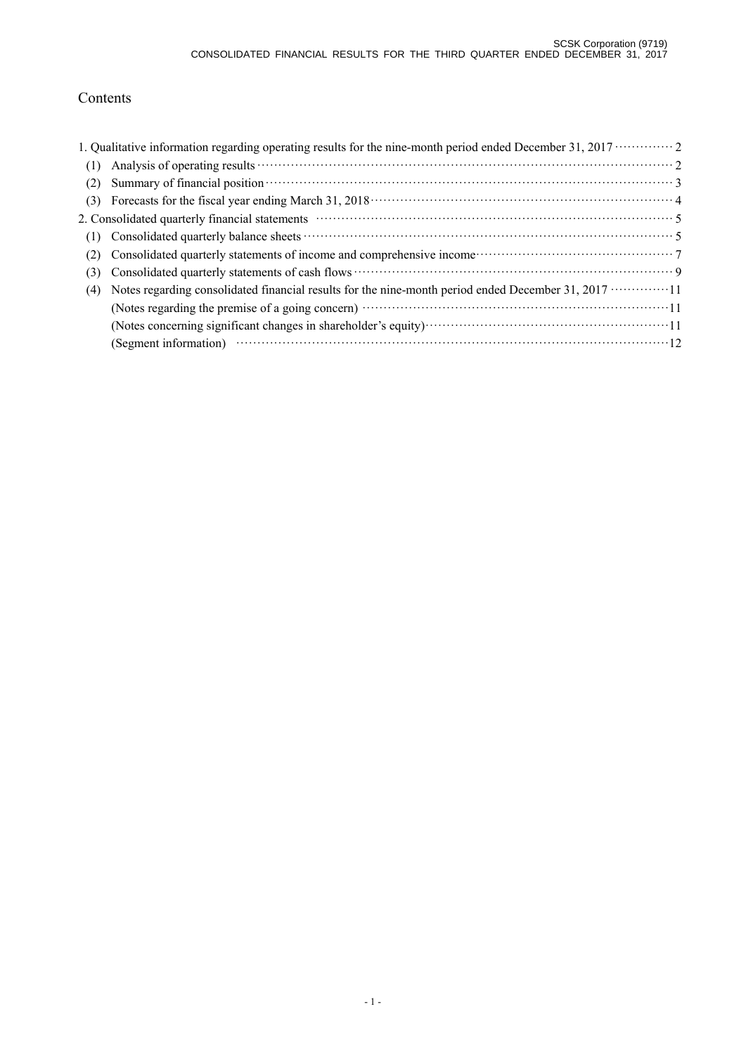# Contents

1. Qualitative information regarding operating results for the nine-month period ended December 31, 2017 ············· 2
   (1) Analysis of operating results ········································································· 2
   (2) Summary of financial position ········································································ 3
   (3) Forecasts for the fiscal year ending March 31, 2018 ············································ 4
2. Consolidated quarterly financial statements ························································· 5
   (1) Consolidated quarterly balance sheets ······························································ 5
   (2) Consolidated quarterly statements of income and comprehensive income ························· 7
   (3) Consolidated quarterly statements of cash flows ·················································· 9
   (4) Notes regarding consolidated financial results for the nine-month period ended December 31, 2017 ·············11
       (Notes regarding the premise of a going concern) ··················································11
       (Notes concerning significant changes in shareholder's equity)··········································11
       (Segment information) ··································································12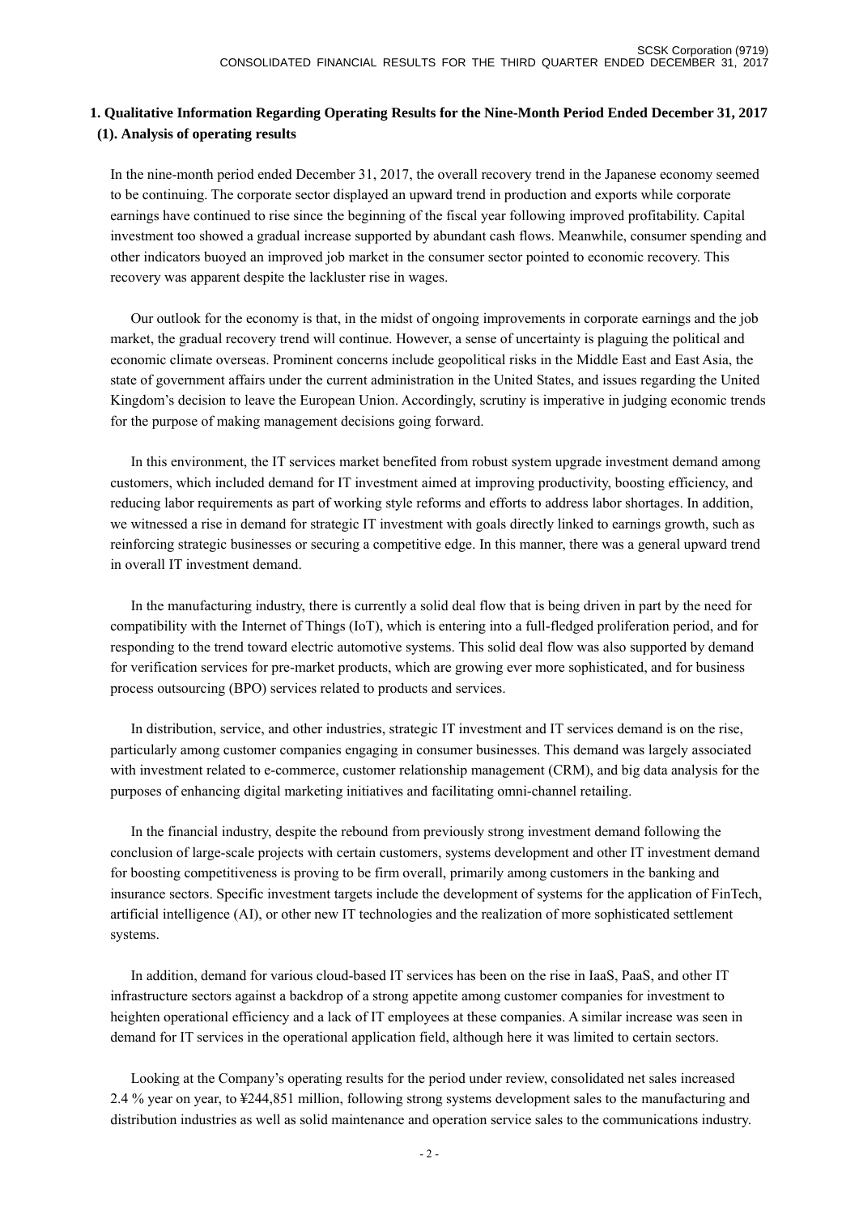## 1. Qualitative Information Regarding Operating Results for the Nine-Month Period Ended December 31, 2017

### (1). Analysis of operating results

In the nine-month period ended December 31, 2017, the overall recovery trend in the Japanese economy seemed to be continuing. The corporate sector displayed an upward trend in production and exports while corporate earnings have continued to rise since the beginning of the fiscal year following improved profitability. Capital investment too showed a gradual increase supported by abundant cash flows. Meanwhile, consumer spending and other indicators buoyed an improved job market in the consumer sector pointed to economic recovery. This recovery was apparent despite the lackluster rise in wages.

Our outlook for the economy is that, in the midst of ongoing improvements in corporate earnings and the job market, the gradual recovery trend will continue. However, a sense of uncertainty is plaguing the political and economic climate overseas. Prominent concerns include geopolitical risks in the Middle East and East Asia, the state of government affairs under the current administration in the United States, and issues regarding the United Kingdom's decision to leave the European Union. Accordingly, scrutiny is imperative in judging economic trends for the purpose of making management decisions going forward.

In this environment, the IT services market benefited from robust system upgrade investment demand among customers, which included demand for IT investment aimed at improving productivity, boosting efficiency, and reducing labor requirements as part of working style reforms and efforts to address labor shortages. In addition, we witnessed a rise in demand for strategic IT investment with goals directly linked to earnings growth, such as reinforcing strategic businesses or securing a competitive edge. In this manner, there was a general upward trend in overall IT investment demand.

In the manufacturing industry, there is currently a solid deal flow that is being driven in part by the need for compatibility with the Internet of Things (IoT), which is entering into a full-fledged proliferation period, and for responding to the trend toward electric automotive systems. This solid deal flow was also supported by demand for verification services for pre-market products, which are growing ever more sophisticated, and for business process outsourcing (BPO) services related to products and services.

In distribution, service, and other industries, strategic IT investment and IT services demand is on the rise, particularly among customer companies engaging in consumer businesses. This demand was largely associated with investment related to e-commerce, customer relationship management (CRM), and big data analysis for the purposes of enhancing digital marketing initiatives and facilitating omni-channel retailing.

In the financial industry, despite the rebound from previously strong investment demand following the conclusion of large-scale projects with certain customers, systems development and other IT investment demand for boosting competitiveness is proving to be firm overall, primarily among customers in the banking and insurance sectors. Specific investment targets include the development of systems for the application of FinTech, artificial intelligence (AI), or other new IT technologies and the realization of more sophisticated settlement systems.

In addition, demand for various cloud-based IT services has been on the rise in IaaS, PaaS, and other IT infrastructure sectors against a backdrop of a strong appetite among customer companies for investment to heighten operational efficiency and a lack of IT employees at these companies. A similar increase was seen in demand for IT services in the operational application field, although here it was limited to certain sectors.

Looking at the Company's operating results for the period under review, consolidated net sales increased 2.4 % year on year, to ¥244,851 million, following strong systems development sales to the manufacturing and distribution industries as well as solid maintenance and operation service sales to the communications industry.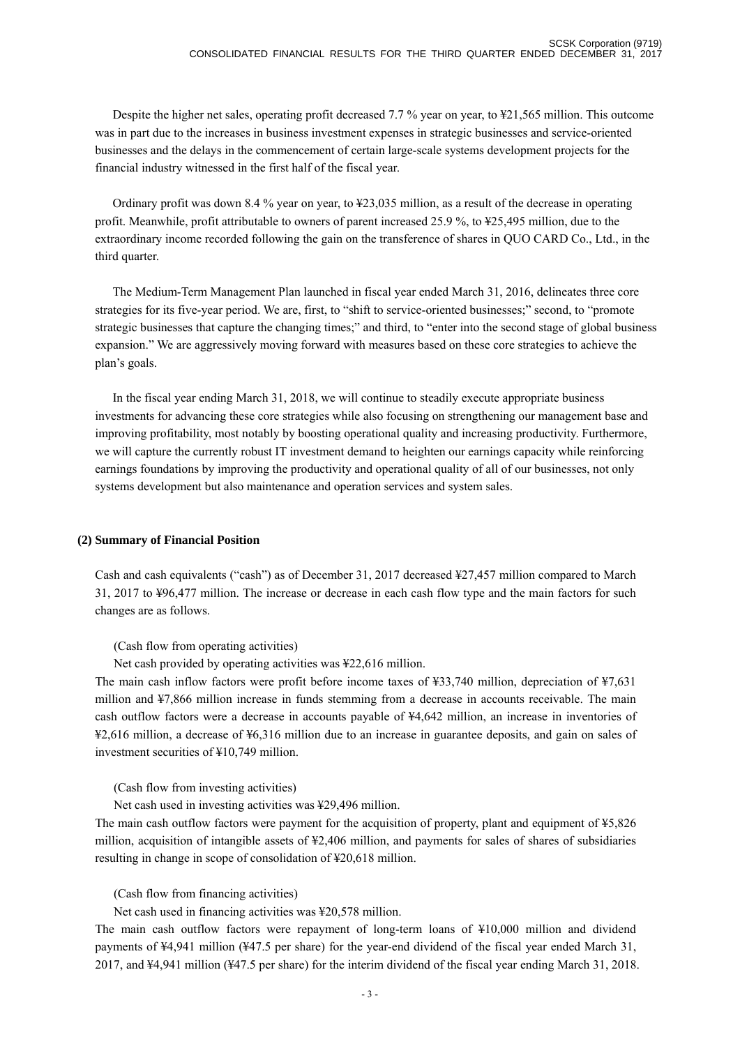Despite the higher net sales, operating profit decreased 7.7 % year on year, to ¥21,565 million. This outcome was in part due to the increases in business investment expenses in strategic businesses and service-oriented businesses and the delays in the commencement of certain large-scale systems development projects for the financial industry witnessed in the first half of the fiscal year.

Ordinary profit was down 8.4 % year on year, to ¥23,035 million, as a result of the decrease in operating profit. Meanwhile, profit attributable to owners of parent increased 25.9 %, to ¥25,495 million, due to the extraordinary income recorded following the gain on the transference of shares in QUO CARD Co., Ltd., in the third quarter.

The Medium-Term Management Plan launched in fiscal year ended March 31, 2016, delineates three core strategies for its five-year period. We are, first, to "shift to service-oriented businesses;" second, to "promote strategic businesses that capture the changing times;" and third, to "enter into the second stage of global business expansion." We are aggressively moving forward with measures based on these core strategies to achieve the plan's goals.

In the fiscal year ending March 31, 2018, we will continue to steadily execute appropriate business investments for advancing these core strategies while also focusing on strengthening our management base and improving profitability, most notably by boosting operational quality and increasing productivity. Furthermore, we will capture the currently robust IT investment demand to heighten our earnings capacity while reinforcing earnings foundations by improving the productivity and operational quality of all of our businesses, not only systems development but also maintenance and operation services and system sales.

## (2) Summary of Financial Position

Cash and cash equivalents ("cash") as of December 31, 2017 decreased ¥27,457 million compared to March 31, 2017 to ¥96,477 million. The increase or decrease in each cash flow type and the main factors for such changes are as follows.

(Cash flow from operating activities)

Net cash provided by operating activities was ¥22,616 million.

The main cash inflow factors were profit before income taxes of ¥33,740 million, depreciation of ¥7,631 million and ¥7,866 million increase in funds stemming from a decrease in accounts receivable. The main cash outflow factors were a decrease in accounts payable of ¥4,642 million, an increase in inventories of ¥2,616 million, a decrease of ¥6,316 million due to an increase in guarantee deposits, and gain on sales of investment securities of ¥10,749 million.

(Cash flow from investing activities)

Net cash used in investing activities was ¥29,496 million.

The main cash outflow factors were payment for the acquisition of property, plant and equipment of ¥5,826 million, acquisition of intangible assets of ¥2,406 million, and payments for sales of shares of subsidiaries resulting in change in scope of consolidation of ¥20,618 million.

(Cash flow from financing activities)

Net cash used in financing activities was ¥20,578 million.

The main cash outflow factors were repayment of long-term loans of ¥10,000 million and dividend payments of ¥4,941 million (¥47.5 per share) for the year-end dividend of the fiscal year ended March 31, 2017, and ¥4,941 million (¥47.5 per share) for the interim dividend of the fiscal year ending March 31, 2018.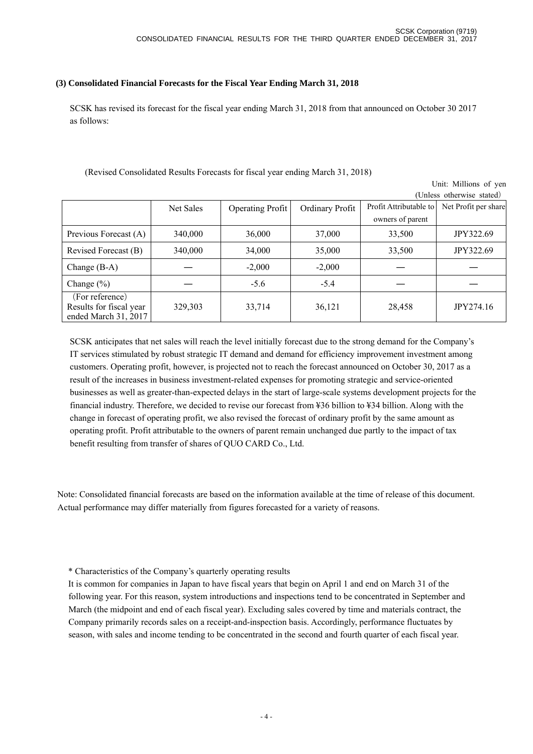### (3) Consolidated Financial Forecasts for the Fiscal Year Ending March 31, 2018

SCSK has revised its forecast for the fiscal year ending March 31, 2018 from that announced on October 30 2017 as follows:

(Revised Consolidated Results Forecasts for fiscal year ending March 31, 2018)

Unit: Millions of yen
(Unless otherwise stated)

| | Net Sales | Operating Profit | Ordinary Profit | Profit Attributable to owners of parent | Net Profit per share |
|---|---|---|---|---|---|
| Previous Forecast (A) | 340,000 | 36,000 | 37,000 | 33,500 | JPY322.69 |
| Revised Forecast (B) | 340,000 | 34,000 | 35,000 | 33,500 | JPY322.69 |
| Change (B-A) | — | -2,000 | -2,000 | — | — |
| Change (%) | — | -5.6 | -5.4 | — | — |
| (For reference) Results for fiscal year ended March 31, 2017 | 329,303 | 33,714 | 36,121 | 28,458 | JPY274.16 |

SCSK anticipates that net sales will reach the level initially forecast due to the strong demand for the Company's IT services stimulated by robust strategic IT demand and demand for efficiency improvement investment among customers. Operating profit, however, is projected not to reach the forecast announced on October 30, 2017 as a result of the increases in business investment-related expenses for promoting strategic and service-oriented businesses as well as greater-than-expected delays in the start of large-scale systems development projects for the financial industry. Therefore, we decided to revise our forecast from ¥36 billion to ¥34 billion. Along with the change in forecast of operating profit, we also revised the forecast of ordinary profit by the same amount as operating profit. Profit attributable to the owners of parent remain unchanged due partly to the impact of tax benefit resulting from transfer of shares of QUO CARD Co., Ltd.

Note: Consolidated financial forecasts are based on the information available at the time of release of this document. Actual performance may differ materially from figures forecasted for a variety of reasons.

* Characteristics of the Company's quarterly operating results

It is common for companies in Japan to have fiscal years that begin on April 1 and end on March 31 of the following year. For this reason, system introductions and inspections tend to be concentrated in September and March (the midpoint and end of each fiscal year). Excluding sales covered by time and materials contract, the Company primarily records sales on a receipt-and-inspection basis. Accordingly, performance fluctuates by season, with sales and income tending to be concentrated in the second and fourth quarter of each fiscal year.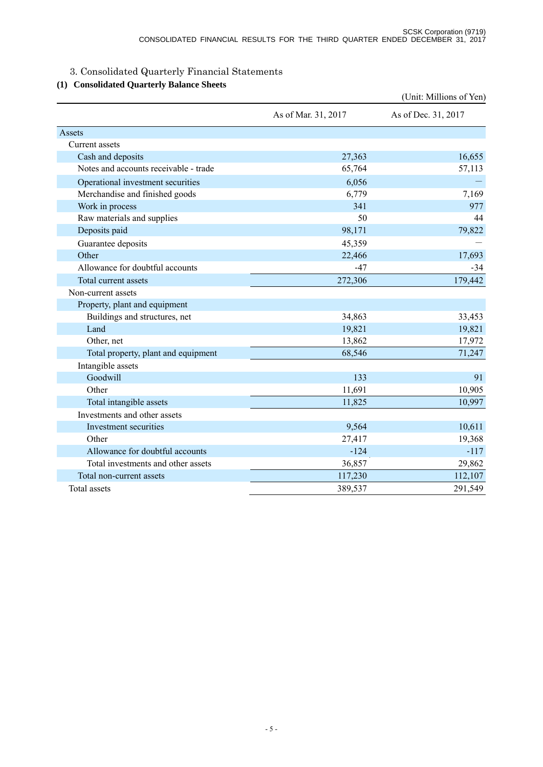## 3. Consolidated Quarterly Financial Statements

### (1) Consolidated Quarterly Balance Sheets

(Unit: Millions of Yen)

| | As of Mar. 31, 2017 | As of Dec. 31, 2017 |
|---|---|---|
| Assets | | |
| Current assets | | |
| Cash and deposits | 27,363 | 16,655 |
| Notes and accounts receivable - trade | 65,764 | 57,113 |
| Operational investment securities | 6,056 | — |
| Merchandise and finished goods | 6,779 | 7,169 |
| Work in process | 341 | 977 |
| Raw materials and supplies | 50 | 44 |
| Deposits paid | 98,171 | 79,822 |
| Guarantee deposits | 45,359 | — |
| Other | 22,466 | 17,693 |
| Allowance for doubtful accounts | -47 | -34 |
| Total current assets | 272,306 | 179,442 |
| Non-current assets | | |
| Property, plant and equipment | | |
| Buildings and structures, net | 34,863 | 33,453 |
| Land | 19,821 | 19,821 |
| Other, net | 13,862 | 17,972 |
| Total property, plant and equipment | 68,546 | 71,247 |
| Intangible assets | | |
| Goodwill | 133 | 91 |
| Other | 11,691 | 10,905 |
| Total intangible assets | 11,825 | 10,997 |
| Investments and other assets | | |
| Investment securities | 9,564 | 10,611 |
| Other | 27,417 | 19,368 |
| Allowance for doubtful accounts | -124 | -117 |
| Total investments and other assets | 36,857 | 29,862 |
| Total non-current assets | 117,230 | 112,107 |
| Total assets | 389,537 | 291,549 |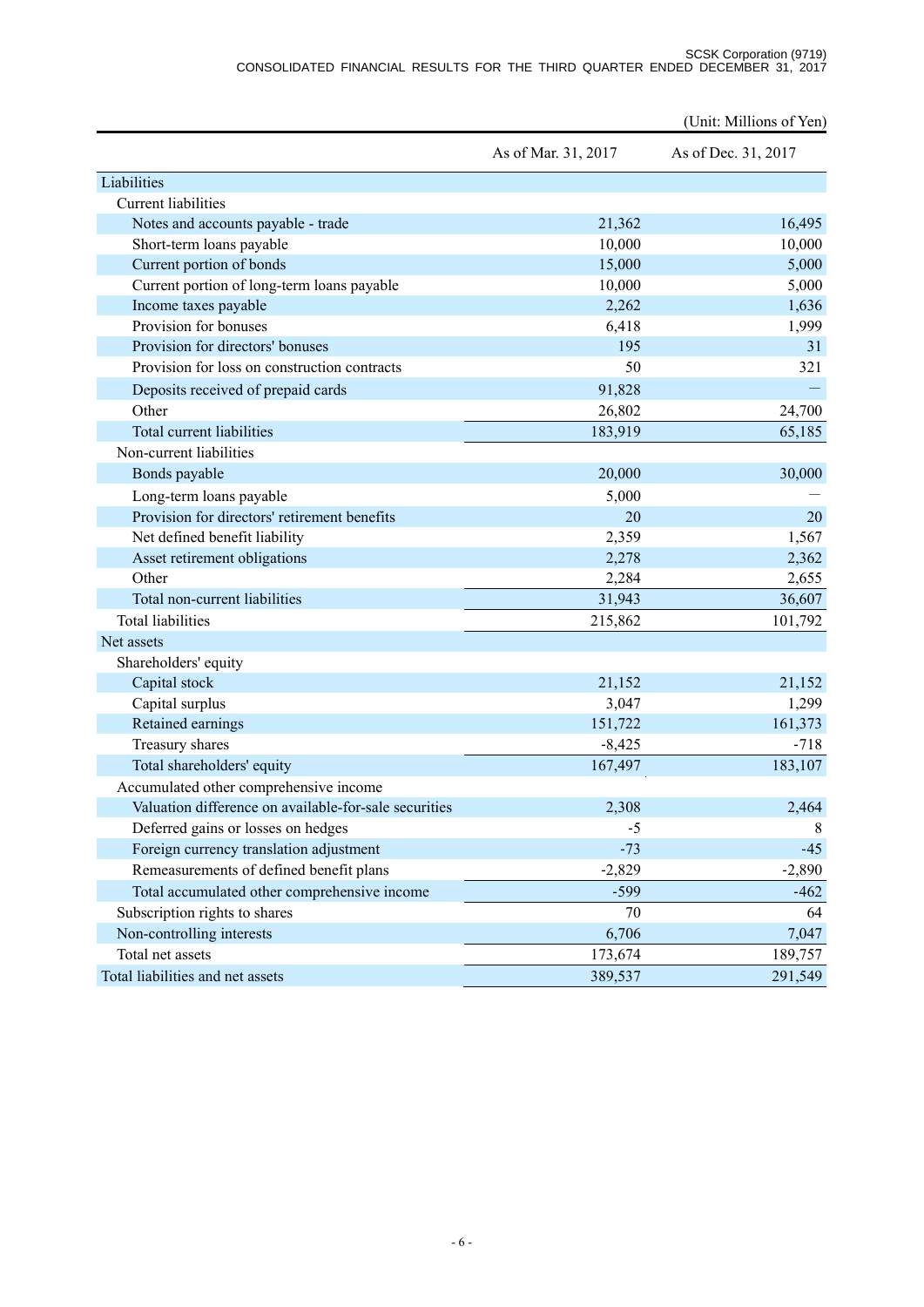(Unit: Millions of Yen)

| | As of Mar. 31, 2017 | As of Dec. 31, 2017 |
|---|---|---|
| Liabilities | | |
| Current liabilities | | |
| Notes and accounts payable - trade | 21,362 | 16,495 |
| Short-term loans payable | 10,000 | 10,000 |
| Current portion of bonds | 15,000 | 5,000 |
| Current portion of long-term loans payable | 10,000 | 5,000 |
| Income taxes payable | 2,262 | 1,636 |
| Provision for bonuses | 6,418 | 1,999 |
| Provision for directors' bonuses | 195 | 31 |
| Provision for loss on construction contracts | 50 | 321 |
| Deposits received of prepaid cards | 91,828 | — |
| Other | 26,802 | 24,700 |
| Total current liabilities | 183,919 | 65,185 |
| Non-current liabilities | | |
| Bonds payable | 20,000 | 30,000 |
| Long-term loans payable | 5,000 | — |
| Provision for directors' retirement benefits | 20 | 20 |
| Net defined benefit liability | 2,359 | 1,567 |
| Asset retirement obligations | 2,278 | 2,362 |
| Other | 2,284 | 2,655 |
| Total non-current liabilities | 31,943 | 36,607 |
| Total liabilities | 215,862 | 101,792 |
| Net assets | | |
| Shareholders' equity | | |
| Capital stock | 21,152 | 21,152 |
| Capital surplus | 3,047 | 1,299 |
| Retained earnings | 151,722 | 161,373 |
| Treasury shares | -8,425 | -718 |
| Total shareholders' equity | 167,497 | 183,107 |
| Accumulated other comprehensive income | | |
| Valuation difference on available-for-sale securities | 2,308 | 2,464 |
| Deferred gains or losses on hedges | -5 | 8 |
| Foreign currency translation adjustment | -73 | -45 |
| Remeasurements of defined benefit plans | -2,829 | -2,890 |
| Total accumulated other comprehensive income | -599 | -462 |
| Subscription rights to shares | 70 | 64 |
| Non-controlling interests | 6,706 | 7,047 |
| Total net assets | 173,674 | 189,757 |
| Total liabilities and net assets | 389,537 | 291,549 |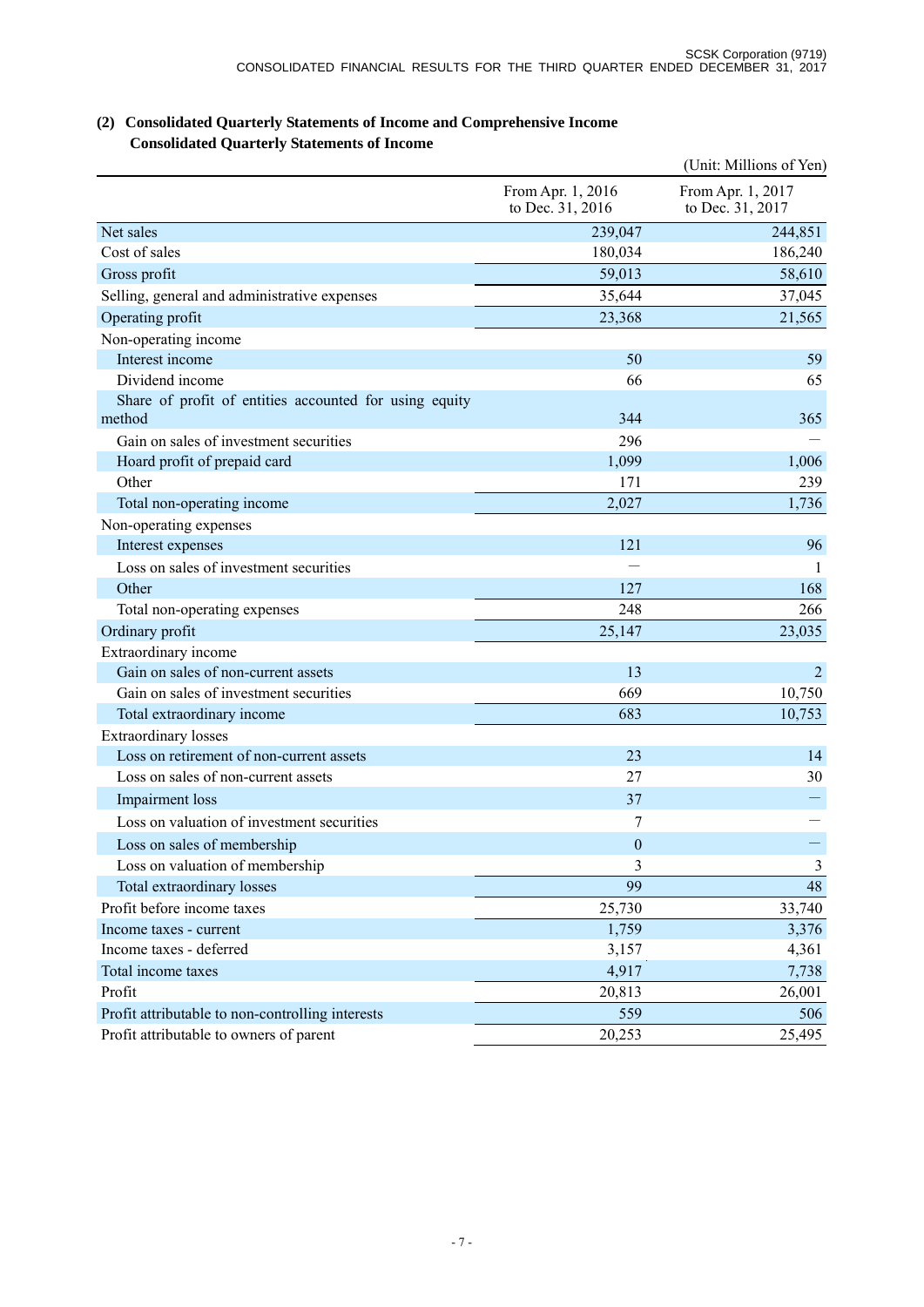### (2) Consolidated Quarterly Statements of Income and Comprehensive Income

**Consolidated Quarterly Statements of Income**

(Unit: Millions of Yen)

| | From Apr. 1, 2016 to Dec. 31, 2016 | From Apr. 1, 2017 to Dec. 31, 2017 |
|---|---|---|
| Net sales | 239,047 | 244,851 |
| Cost of sales | 180,034 | 186,240 |
| Gross profit | 59,013 | 58,610 |
| Selling, general and administrative expenses | 35,644 | 37,045 |
| Operating profit | 23,368 | 21,565 |
| Non-operating income | | |
| Interest income | 50 | 59 |
| Dividend income | 66 | 65 |
| Share of profit of entities accounted for using equity method | 344 | 365 |
| Gain on sales of investment securities | 296 | — |
| Hoard profit of prepaid card | 1,099 | 1,006 |
| Other | 171 | 239 |
| Total non-operating income | 2,027 | 1,736 |
| Non-operating expenses | | |
| Interest expenses | 121 | 96 |
| Loss on sales of investment securities | — | 1 |
| Other | 127 | 168 |
| Total non-operating expenses | 248 | 266 |
| Ordinary profit | 25,147 | 23,035 |
| Extraordinary income | | |
| Gain on sales of non-current assets | 13 | 2 |
| Gain on sales of investment securities | 669 | 10,750 |
| Total extraordinary income | 683 | 10,753 |
| Extraordinary losses | | |
| Loss on retirement of non-current assets | 23 | 14 |
| Loss on sales of non-current assets | 27 | 30 |
| Impairment loss | 37 | — |
| Loss on valuation of investment securities | 7 | — |
| Loss on sales of membership | 0 | — |
| Loss on valuation of membership | 3 | 3 |
| Total extraordinary losses | 99 | 48 |
| Profit before income taxes | 25,730 | 33,740 |
| Income taxes - current | 1,759 | 3,376 |
| Income taxes - deferred | 3,157 | 4,361 |
| Total income taxes | 4,917 | 7,738 |
| Profit | 20,813 | 26,001 |
| Profit attributable to non-controlling interests | 559 | 506 |
| Profit attributable to owners of parent | 20,253 | 25,495 |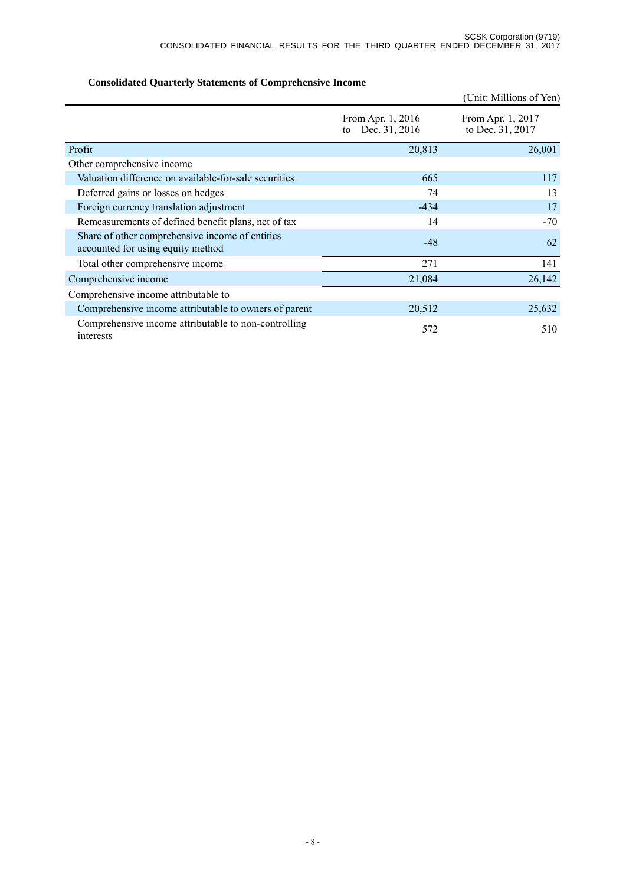## Consolidated Quarterly Statements of Comprehensive Income

(Unit: Millions of Yen)

| | From Apr. 1, 2016 to Dec. 31, 2016 | From Apr. 1, 2017 to Dec. 31, 2017 |
|---|---|---|
| Profit | 20,813 | 26,001 |
| Other comprehensive income | | |
| Valuation difference on available-for-sale securities | 665 | 117 |
| Deferred gains or losses on hedges | 74 | 13 |
| Foreign currency translation adjustment | -434 | 17 |
| Remeasurements of defined benefit plans, net of tax | 14 | -70 |
| Share of other comprehensive income of entities accounted for using equity method | -48 | 62 |
| Total other comprehensive income | 271 | 141 |
| Comprehensive income | 21,084 | 26,142 |
| Comprehensive income attributable to | | |
| Comprehensive income attributable to owners of parent | 20,512 | 25,632 |
| Comprehensive income attributable to non-controlling interests | 572 | 510 |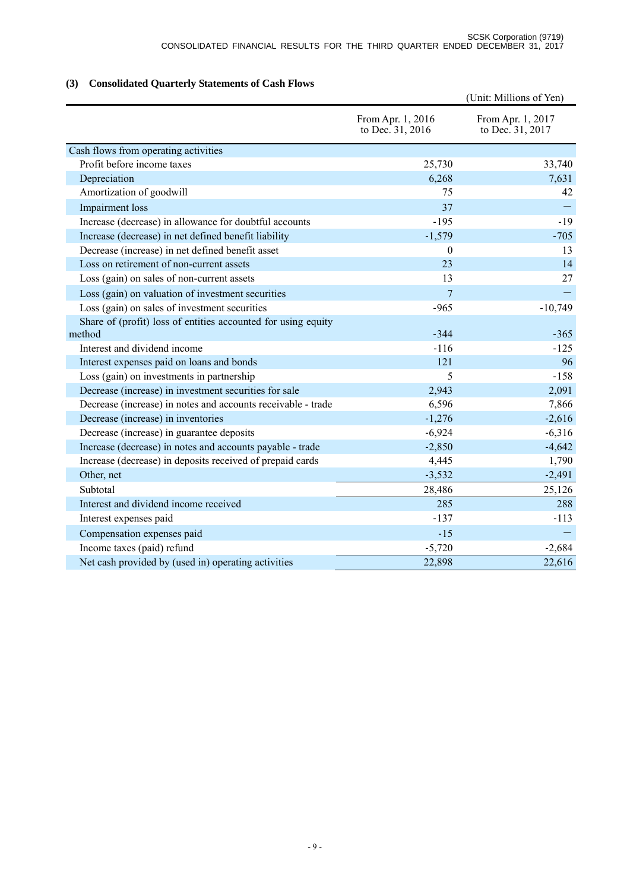### (3) Consolidated Quarterly Statements of Cash Flows

(Unit: Millions of Yen)

| | From Apr. 1, 2016 to Dec. 31, 2016 | From Apr. 1, 2017 to Dec. 31, 2017 |
|---|---|---|
| Cash flows from operating activities | | |
| Profit before income taxes | 25,730 | 33,740 |
| Depreciation | 6,268 | 7,631 |
| Amortization of goodwill | 75 | 42 |
| Impairment loss | 37 | — |
| Increase (decrease) in allowance for doubtful accounts | -195 | -19 |
| Increase (decrease) in net defined benefit liability | -1,579 | -705 |
| Decrease (increase) in net defined benefit asset | 0 | 13 |
| Loss on retirement of non-current assets | 23 | 14 |
| Loss (gain) on sales of non-current assets | 13 | 27 |
| Loss (gain) on valuation of investment securities | 7 | — |
| Loss (gain) on sales of investment securities | -965 | -10,749 |
| Share of (profit) loss of entities accounted for using equity method | -344 | -365 |
| Interest and dividend income | -116 | -125 |
| Interest expenses paid on loans and bonds | 121 | 96 |
| Loss (gain) on investments in partnership | 5 | -158 |
| Decrease (increase) in investment securities for sale | 2,943 | 2,091 |
| Decrease (increase) in notes and accounts receivable - trade | 6,596 | 7,866 |
| Decrease (increase) in inventories | -1,276 | -2,616 |
| Decrease (increase) in guarantee deposits | -6,924 | -6,316 |
| Increase (decrease) in notes and accounts payable - trade | -2,850 | -4,642 |
| Increase (decrease) in deposits received of prepaid cards | 4,445 | 1,790 |
| Other, net | -3,532 | -2,491 |
| Subtotal | 28,486 | 25,126 |
| Interest and dividend income received | 285 | 288 |
| Interest expenses paid | -137 | -113 |
| Compensation expenses paid | -15 | — |
| Income taxes (paid) refund | -5,720 | -2,684 |
| Net cash provided by (used in) operating activities | 22,898 | 22,616 |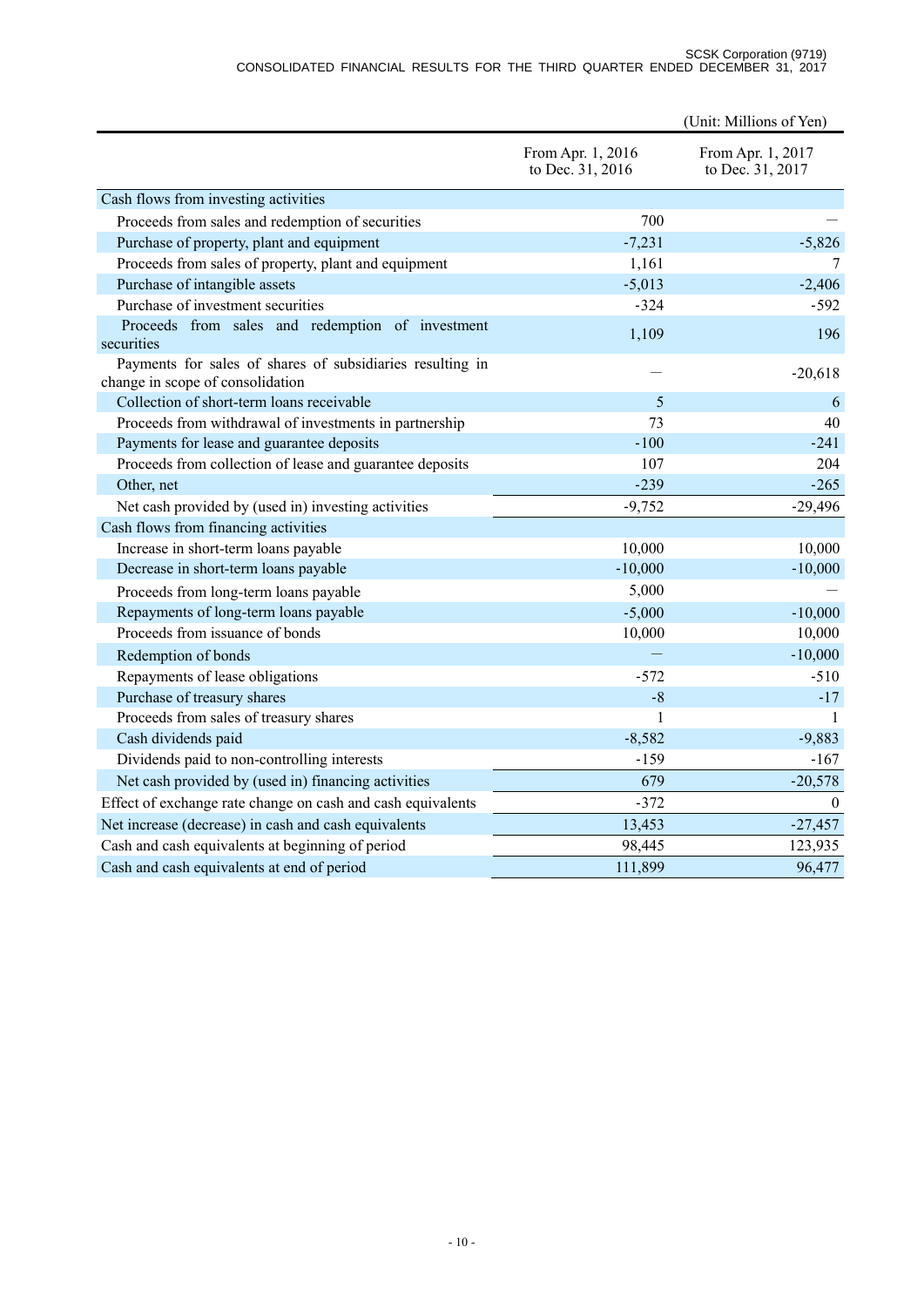(Unit: Millions of Yen)

| | From Apr. 1, 2016 to Dec. 31, 2016 | From Apr. 1, 2017 to Dec. 31, 2017 |
|---|---|---|
| Cash flows from investing activities | | |
| Proceeds from sales and redemption of securities | 700 | — |
| Purchase of property, plant and equipment | -7,231 | -5,826 |
| Proceeds from sales of property, plant and equipment | 1,161 | 7 |
| Purchase of intangible assets | -5,013 | -2,406 |
| Purchase of investment securities | -324 | -592 |
| Proceeds from sales and redemption of investment securities | 1,109 | 196 |
| Payments for sales of shares of subsidiaries resulting in change in scope of consolidation | — | -20,618 |
| Collection of short-term loans receivable | 5 | 6 |
| Proceeds from withdrawal of investments in partnership | 73 | 40 |
| Payments for lease and guarantee deposits | -100 | -241 |
| Proceeds from collection of lease and guarantee deposits | 107 | 204 |
| Other, net | -239 | -265 |
| Net cash provided by (used in) investing activities | -9,752 | -29,496 |
| Cash flows from financing activities | | |
| Increase in short-term loans payable | 10,000 | 10,000 |
| Decrease in short-term loans payable | -10,000 | -10,000 |
| Proceeds from long-term loans payable | 5,000 | — |
| Repayments of long-term loans payable | -5,000 | -10,000 |
| Proceeds from issuance of bonds | 10,000 | 10,000 |
| Redemption of bonds | — | -10,000 |
| Repayments of lease obligations | -572 | -510 |
| Purchase of treasury shares | -8 | -17 |
| Proceeds from sales of treasury shares | 1 | 1 |
| Cash dividends paid | -8,582 | -9,883 |
| Dividends paid to non-controlling interests | -159 | -167 |
| Net cash provided by (used in) financing activities | 679 | -20,578 |
| Effect of exchange rate change on cash and cash equivalents | -372 | 0 |
| Net increase (decrease) in cash and cash equivalents | 13,453 | -27,457 |
| Cash and cash equivalents at beginning of period | 98,445 | 123,935 |
| Cash and cash equivalents at end of period | 111,899 | 96,477 |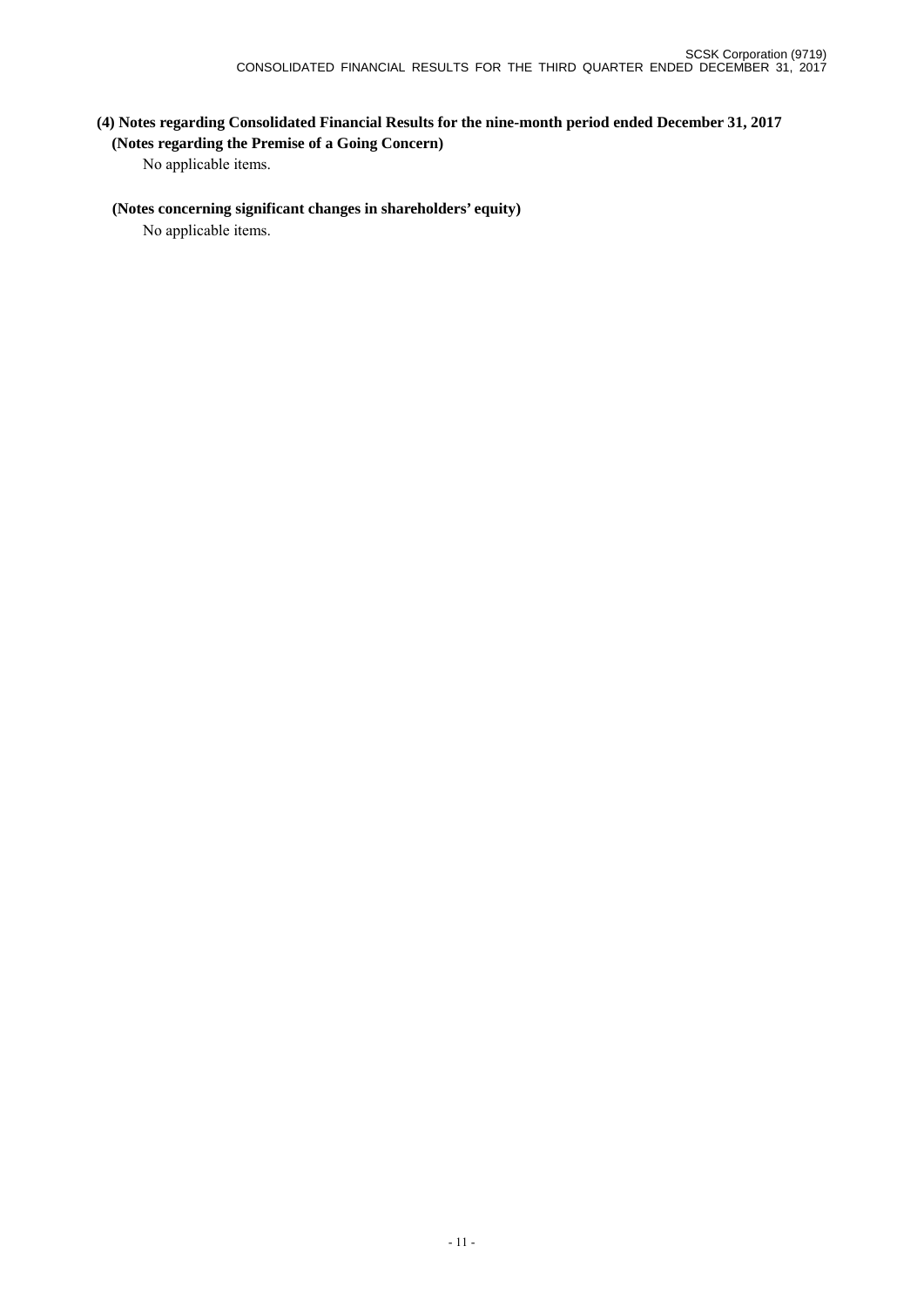### (4) Notes regarding Consolidated Financial Results for the nine-month period ended December 31, 2017

#### (Notes regarding the Premise of a Going Concern)

No applicable items.

#### (Notes concerning significant changes in shareholders' equity)

No applicable items.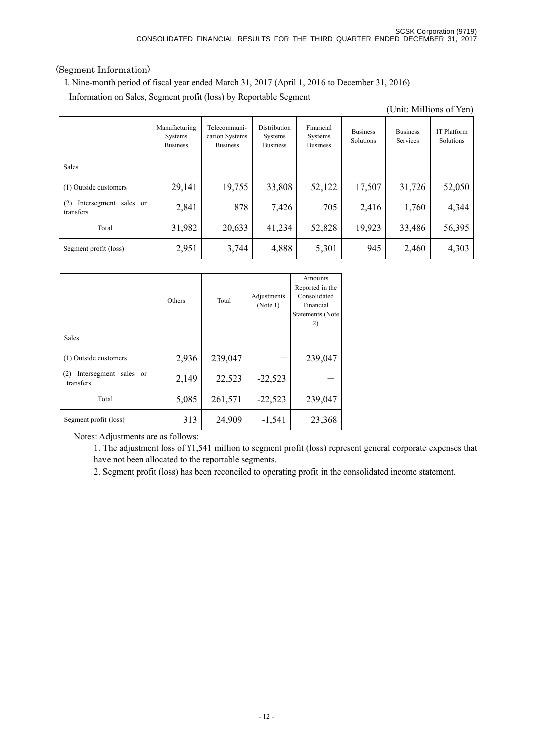(Segment Information)

I. Nine-month period of fiscal year ended March 31, 2017 (April 1, 2016 to December 31, 2016)

Information on Sales, Segment profit (loss) by Reportable Segment

(Unit: Millions of Yen)

| | Manufacturing Systems Business | Telecommunication Systems Business | Distribution Systems Business | Financial Systems Business | Business Solutions | Business Services | IT Platform Solutions |
|---|---|---|---|---|---|---|---|
| Sales | | | | | | | |
| (1) Outside customers | 29,141 | 19,755 | 33,808 | 52,122 | 17,507 | 31,726 | 52,050 |
| (2) Intersegment sales or transfers | 2,841 | 878 | 7,426 | 705 | 2,416 | 1,760 | 4,344 |
| Total | 31,982 | 20,633 | 41,234 | 52,828 | 19,923 | 33,486 | 56,395 |
| Segment profit (loss) | 2,951 | 3,744 | 4,888 | 5,301 | 945 | 2,460 | 4,303 |

| | Others | Total | Adjustments (Note 1) | Amounts Reported in the Consolidated Financial Statements (Note 2) |
|---|---|---|---|---|
| Sales | | | | |
| (1) Outside customers | 2,936 | 239,047 | — | 239,047 |
| (2) Intersegment sales or transfers | 2,149 | 22,523 | -22,523 | — |
| Total | 5,085 | 261,571 | -22,523 | 239,047 |
| Segment profit (loss) | 313 | 24,909 | -1,541 | 23,368 |

Notes: Adjustments are as follows:

1. The adjustment loss of ¥1,541 million to segment profit (loss) represent general corporate expenses that have not been allocated to the reportable segments.
2. Segment profit (loss) has been reconciled to operating profit in the consolidated income statement.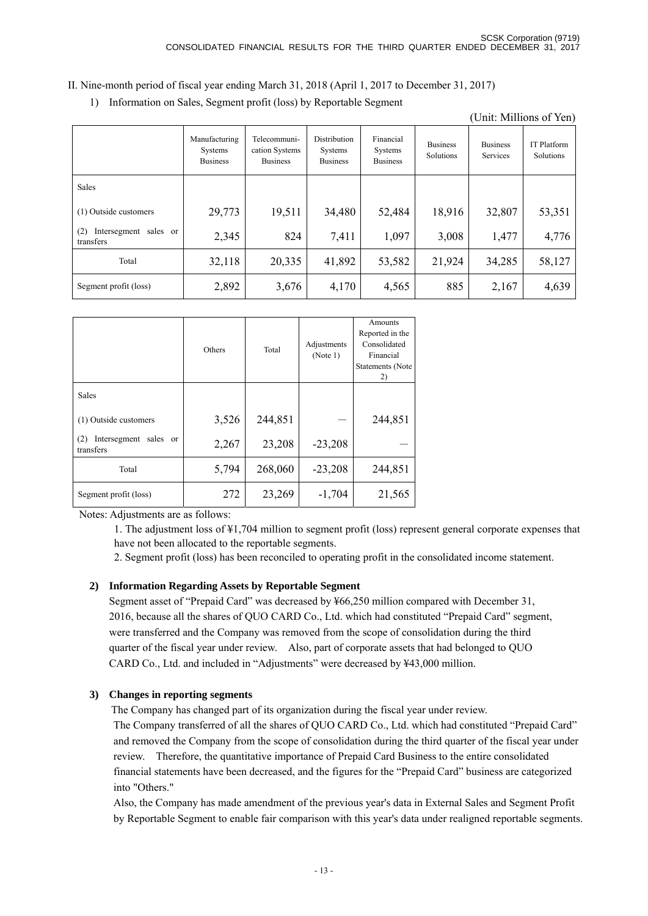II. Nine-month period of fiscal year ending March 31, 2018 (April 1, 2017 to December 31, 2017)

1) Information on Sales, Segment profit (loss) by Reportable Segment

(Unit: Millions of Yen)

| | Manufacturing Systems Business | Telecommunication Systems Business | Distribution Systems Business | Financial Systems Business | Business Solutions | Business Services | IT Platform Solutions |
|---|---|---|---|---|---|---|---|
| Sales | | | | | | | |
| (1) Outside customers | 29,773 | 19,511 | 34,480 | 52,484 | 18,916 | 32,807 | 53,351 |
| (2) Intersegment sales or transfers | 2,345 | 824 | 7,411 | 1,097 | 3,008 | 1,477 | 4,776 |
| Total | 32,118 | 20,335 | 41,892 | 53,582 | 21,924 | 34,285 | 58,127 |
| Segment profit (loss) | 2,892 | 3,676 | 4,170 | 4,565 | 885 | 2,167 | 4,639 |

| | Others | Total | Adjustments (Note 1) | Amounts Reported in the Consolidated Financial Statements (Note 2) |
|---|---|---|---|---|
| Sales | | | | |
| (1) Outside customers | 3,526 | 244,851 | — | 244,851 |
| (2) Intersegment sales or transfers | 2,267 | 23,208 | -23,208 | — |
| Total | 5,794 | 268,060 | -23,208 | 244,851 |
| Segment profit (loss) | 272 | 23,269 | -1,704 | 21,565 |

Notes: Adjustments are as follows:

1. The adjustment loss of ¥1,704 million to segment profit (loss) represent general corporate expenses that have not been allocated to the reportable segments.
2. Segment profit (loss) has been reconciled to operating profit in the consolidated income statement.

**2) Information Regarding Assets by Reportable Segment**

Segment asset of "Prepaid Card" was decreased by ¥66,250 million compared with December 31, 2016, because all the shares of QUO CARD Co., Ltd. which had constituted "Prepaid Card" segment, were transferred and the Company was removed from the scope of consolidation during the third quarter of the fiscal year under review. Also, part of corporate assets that had belonged to QUO CARD Co., Ltd. and included in "Adjustments" were decreased by ¥43,000 million.

**3) Changes in reporting segments**

The Company has changed part of its organization during the fiscal year under review.

The Company transferred of all the shares of QUO CARD Co., Ltd. which had constituted "Prepaid Card" and removed the Company from the scope of consolidation during the third quarter of the fiscal year under review. Therefore, the quantitative importance of Prepaid Card Business to the entire consolidated financial statements have been decreased, and the figures for the "Prepaid Card" business are categorized into "Others."

Also, the Company has made amendment of the previous year's data in External Sales and Segment Profit by Reportable Segment to enable fair comparison with this year's data under realigned reportable segments.